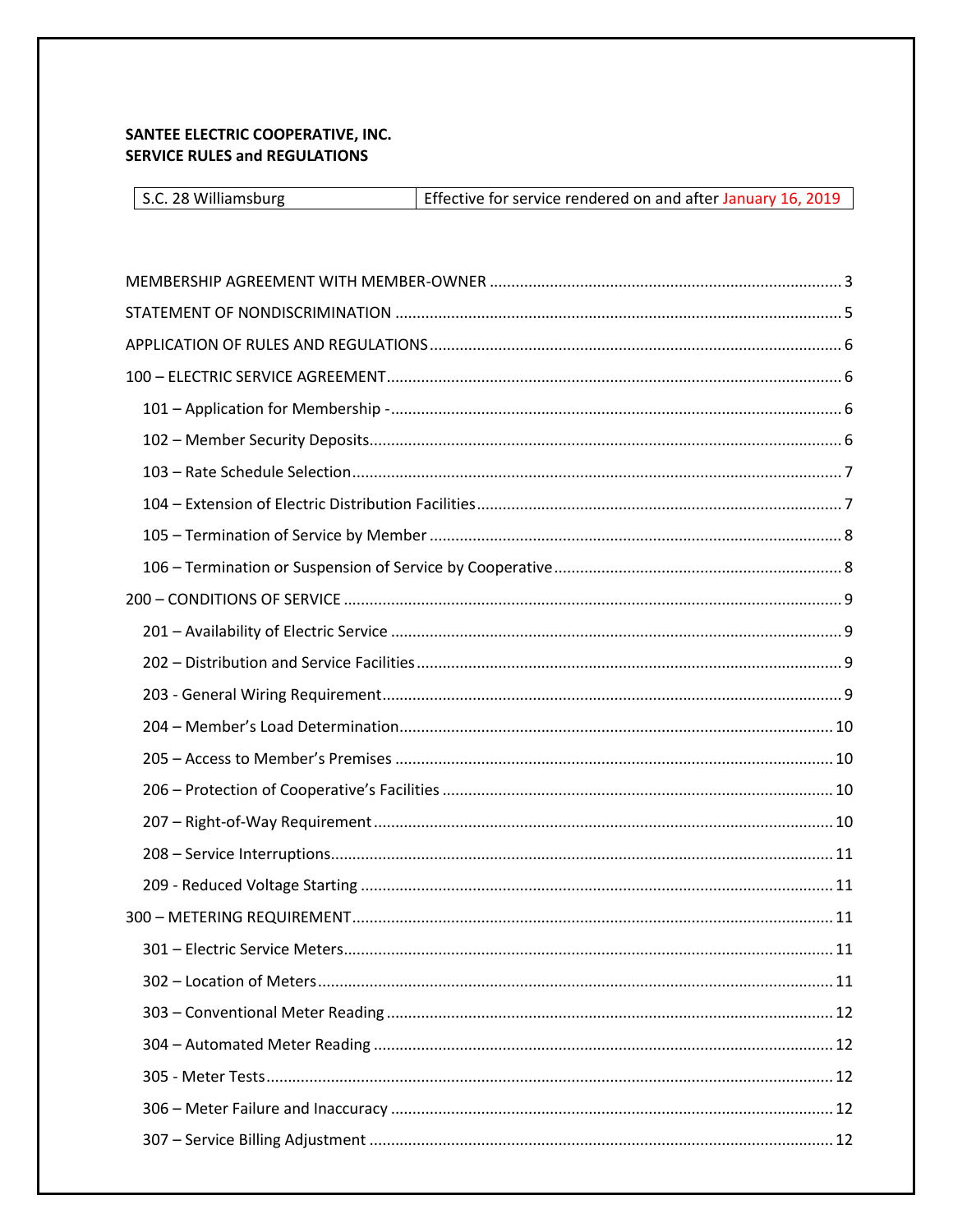**SANTEE ELECTRIC COOPERATIVE, INC.**
**SERVICE RULES and REGULATIONS**

| S.C. 28 Williamsburg | Effective for service rendered on and after January 16, 2019 |
|---|---|

MEMBERSHIP AGREEMENT WITH MEMBER-OWNER ..... 3

STATEMENT OF NONDISCRIMINATION ..... 5

APPLICATION OF RULES AND REGULATIONS ..... 6

100 – ELECTRIC SERVICE AGREEMENT ..... 6

- 101 – Application for Membership - ..... 6
- 102 – Member Security Deposits ..... 6
- 103 – Rate Schedule Selection ..... 7
- 104 – Extension of Electric Distribution Facilities ..... 7
- 105 – Termination of Service by Member ..... 8
- 106 – Termination or Suspension of Service by Cooperative ..... 8

200 – CONDITIONS OF SERVICE ..... 9

- 201 – Availability of Electric Service ..... 9
- 202 – Distribution and Service Facilities ..... 9
- 203 - General Wiring Requirement ..... 9
- 204 – Member's Load Determination ..... 10
- 205 – Access to Member's Premises ..... 10
- 206 – Protection of Cooperative's Facilities ..... 10
- 207 – Right-of-Way Requirement ..... 10
- 208 – Service Interruptions ..... 11
- 209 - Reduced Voltage Starting ..... 11

300 – METERING REQUIREMENT ..... 11

- 301 – Electric Service Meters ..... 11
- 302 – Location of Meters ..... 11
- 303 – Conventional Meter Reading ..... 12
- 304 – Automated Meter Reading ..... 12
- 305 - Meter Tests ..... 12
- 306 – Meter Failure and Inaccuracy ..... 12
- 307 – Service Billing Adjustment ..... 12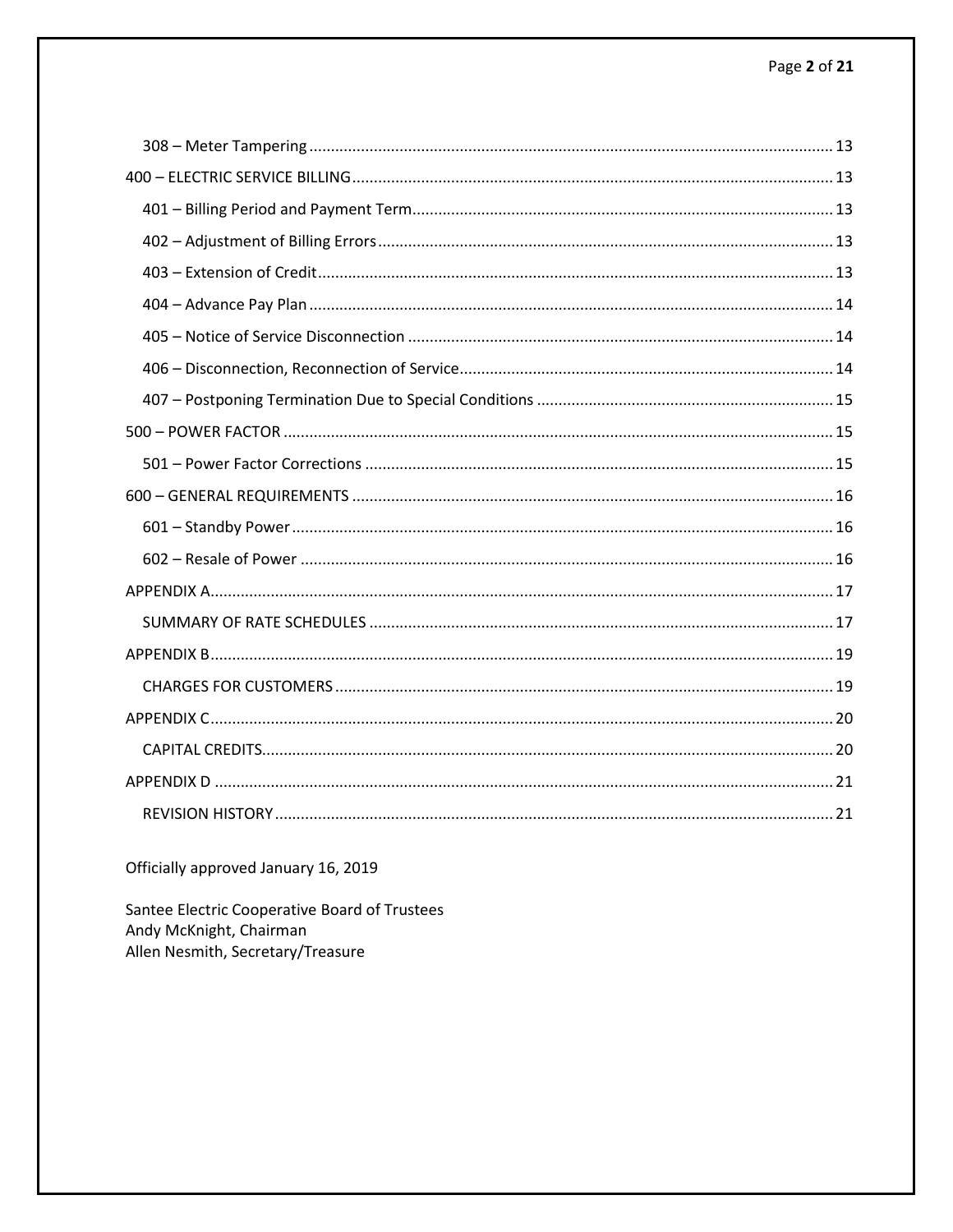308 – Meter Tampering ........................................................................................................ 13

400 – ELECTRIC SERVICE BILLING .............................................................................................. 13

401 – Billing Period and Payment Term ................................................................................. 13

402 – Adjustment of Billing Errors ........................................................................................ 13

403 – Extension of Credit ...................................................................................................... 13

404 – Advance Pay Plan ........................................................................................................ 14

405 – Notice of Service Disconnection .................................................................................. 14

406 – Disconnection, Reconnection of Service ...................................................................... 14

407 – Postponing Termination Due to Special Conditions .................................................... 15

500 – POWER FACTOR ............................................................................................................... 15

501 – Power Factor Corrections ............................................................................................ 15

600 – GENERAL REQUIREMENTS ............................................................................................... 16

601 – Standby Power ............................................................................................................ 16

602 – Resale of Power ........................................................................................................... 16

APPENDIX A ............................................................................................................................... 17

SUMMARY OF RATE SCHEDULES ........................................................................................... 17

APPENDIX B ............................................................................................................................... 19

CHARGES FOR CUSTOMERS ................................................................................................... 19

APPENDIX C ............................................................................................................................... 20

CAPITAL CREDITS ................................................................................................................... 20

APPENDIX D .............................................................................................................................. 21

REVISION HISTORY ................................................................................................................ 21

Officially approved January 16, 2019

Santee Electric Cooperative Board of Trustees
Andy McKnight, Chairman
Allen Nesmith, Secretary/Treasure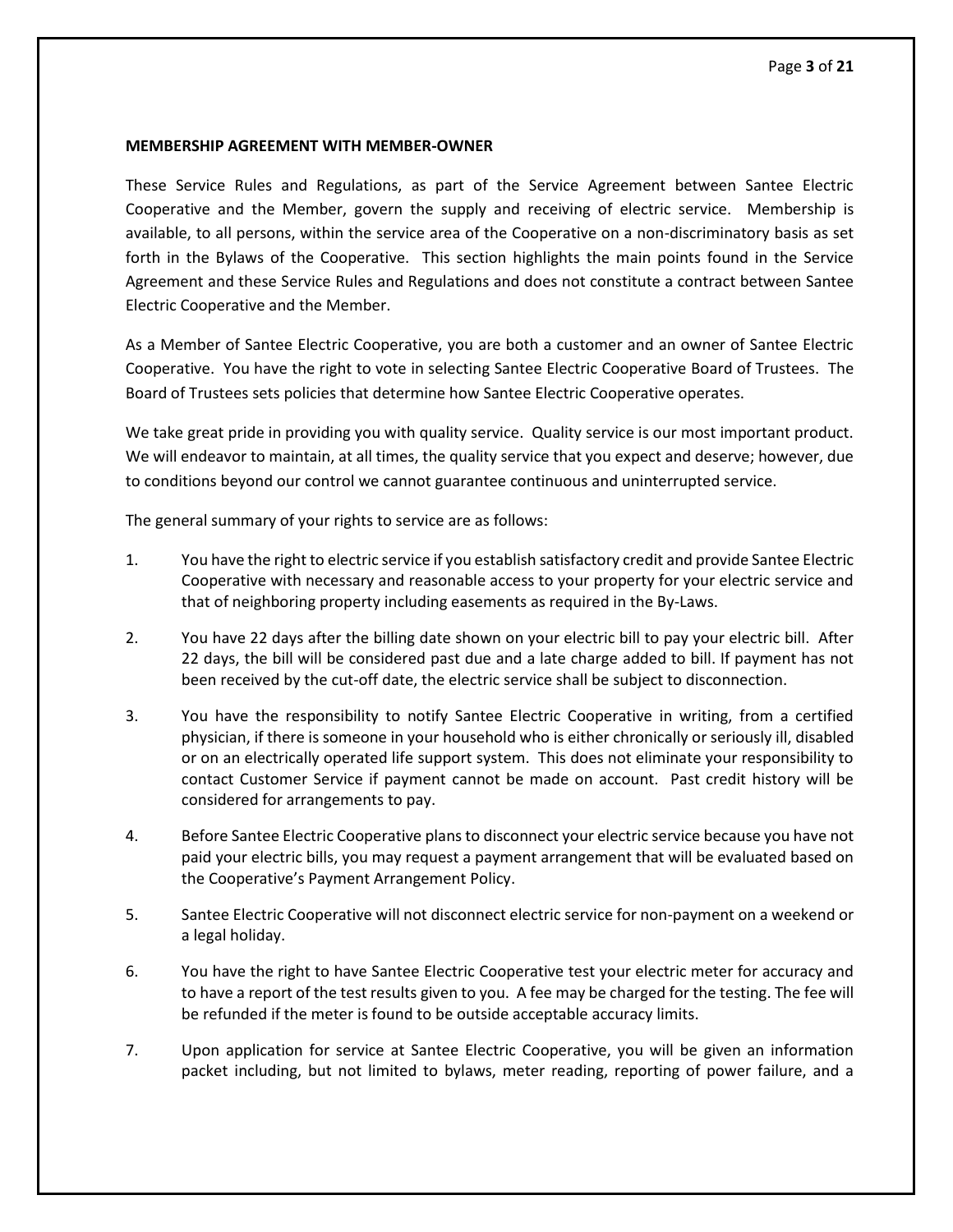**MEMBERSHIP AGREEMENT WITH MEMBER-OWNER**

These Service Rules and Regulations, as part of the Service Agreement between Santee Electric Cooperative and the Member, govern the supply and receiving of electric service. Membership is available, to all persons, within the service area of the Cooperative on a non-discriminatory basis as set forth in the Bylaws of the Cooperative. This section highlights the main points found in the Service Agreement and these Service Rules and Regulations and does not constitute a contract between Santee Electric Cooperative and the Member.

As a Member of Santee Electric Cooperative, you are both a customer and an owner of Santee Electric Cooperative. You have the right to vote in selecting Santee Electric Cooperative Board of Trustees. The Board of Trustees sets policies that determine how Santee Electric Cooperative operates.

We take great pride in providing you with quality service. Quality service is our most important product. We will endeavor to maintain, at all times, the quality service that you expect and deserve; however, due to conditions beyond our control we cannot guarantee continuous and uninterrupted service.

The general summary of your rights to service are as follows:

1. You have the right to electric service if you establish satisfactory credit and provide Santee Electric Cooperative with necessary and reasonable access to your property for your electric service and that of neighboring property including easements as required in the By-Laws.

2. You have 22 days after the billing date shown on your electric bill to pay your electric bill. After 22 days, the bill will be considered past due and a late charge added to bill. If payment has not been received by the cut-off date, the electric service shall be subject to disconnection.

3. You have the responsibility to notify Santee Electric Cooperative in writing, from a certified physician, if there is someone in your household who is either chronically or seriously ill, disabled or on an electrically operated life support system. This does not eliminate your responsibility to contact Customer Service if payment cannot be made on account. Past credit history will be considered for arrangements to pay.

4. Before Santee Electric Cooperative plans to disconnect your electric service because you have not paid your electric bills, you may request a payment arrangement that will be evaluated based on the Cooperative's Payment Arrangement Policy.

5. Santee Electric Cooperative will not disconnect electric service for non-payment on a weekend or a legal holiday.

6. You have the right to have Santee Electric Cooperative test your electric meter for accuracy and to have a report of the test results given to you. A fee may be charged for the testing. The fee will be refunded if the meter is found to be outside acceptable accuracy limits.

7. Upon application for service at Santee Electric Cooperative, you will be given an information packet including, but not limited to bylaws, meter reading, reporting of power failure, and a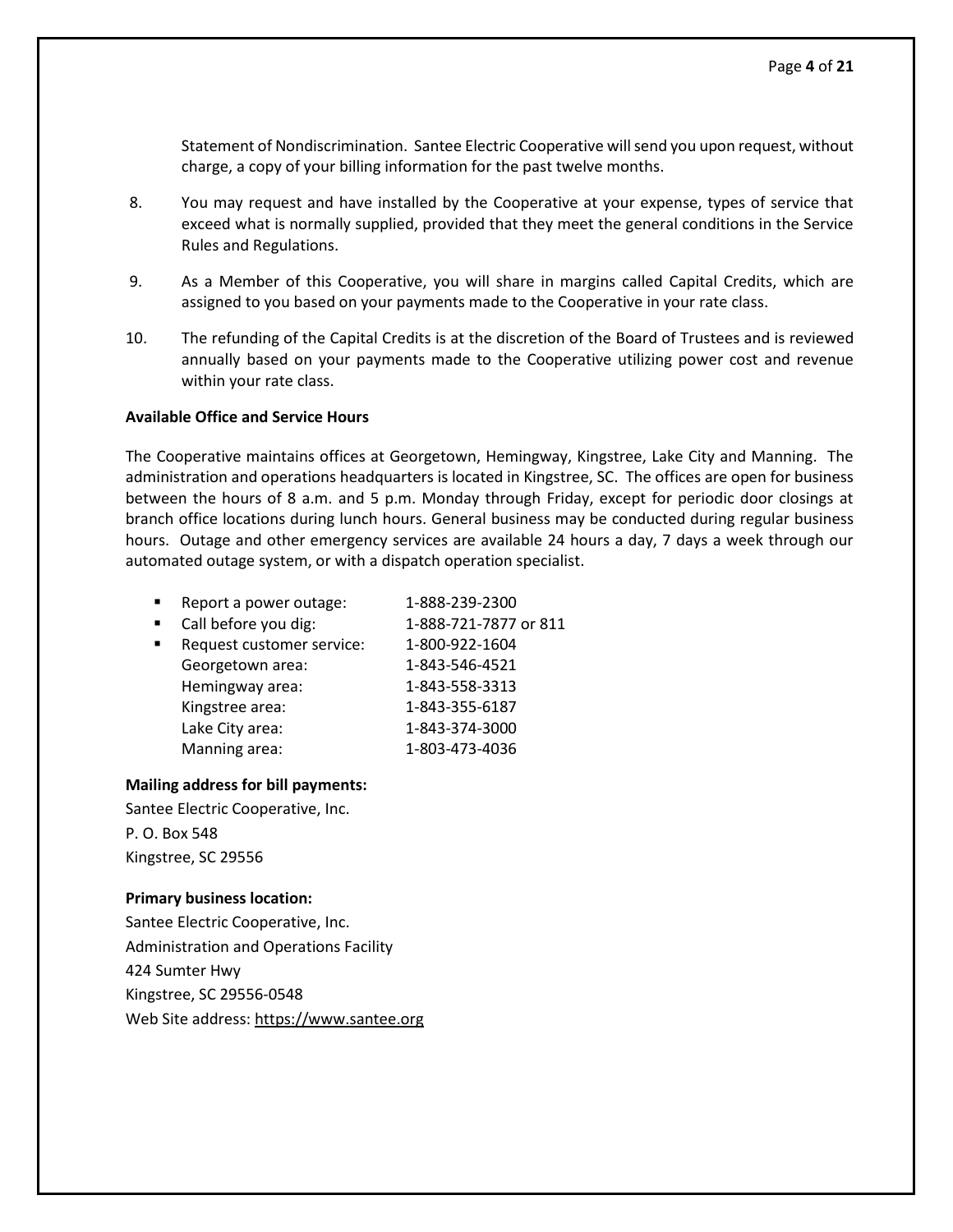Statement of Nondiscrimination. Santee Electric Cooperative will send you upon request, without charge, a copy of your billing information for the past twelve months.

8. You may request and have installed by the Cooperative at your expense, types of service that exceed what is normally supplied, provided that they meet the general conditions in the Service Rules and Regulations.

9. As a Member of this Cooperative, you will share in margins called Capital Credits, which are assigned to you based on your payments made to the Cooperative in your rate class.

10. The refunding of the Capital Credits is at the discretion of the Board of Trustees and is reviewed annually based on your payments made to the Cooperative utilizing power cost and revenue within your rate class.

**Available Office and Service Hours**

The Cooperative maintains offices at Georgetown, Hemingway, Kingstree, Lake City and Manning. The administration and operations headquarters is located in Kingstree, SC. The offices are open for business between the hours of 8 a.m. and 5 p.m. Monday through Friday, except for periodic door closings at branch office locations during lunch hours. General business may be conducted during regular business hours. Outage and other emergency services are available 24 hours a day, 7 days a week through our automated outage system, or with a dispatch operation specialist.

- Report a power outage: 1-888-239-2300
- Call before you dig: 1-888-721-7877 or 811
- Request customer service: 1-800-922-1604
  - Georgetown area: 1-843-546-4521
  - Hemingway area: 1-843-558-3313
  - Kingstree area: 1-843-355-6187
  - Lake City area: 1-843-374-3000
  - Manning area: 1-803-473-4036

**Mailing address for bill payments:**

Santee Electric Cooperative, Inc.
P. O. Box 548
Kingstree, SC 29556

**Primary business location:**

Santee Electric Cooperative, Inc.
Administration and Operations Facility
424 Sumter Hwy
Kingstree, SC 29556-0548
Web Site address: https://www.santee.org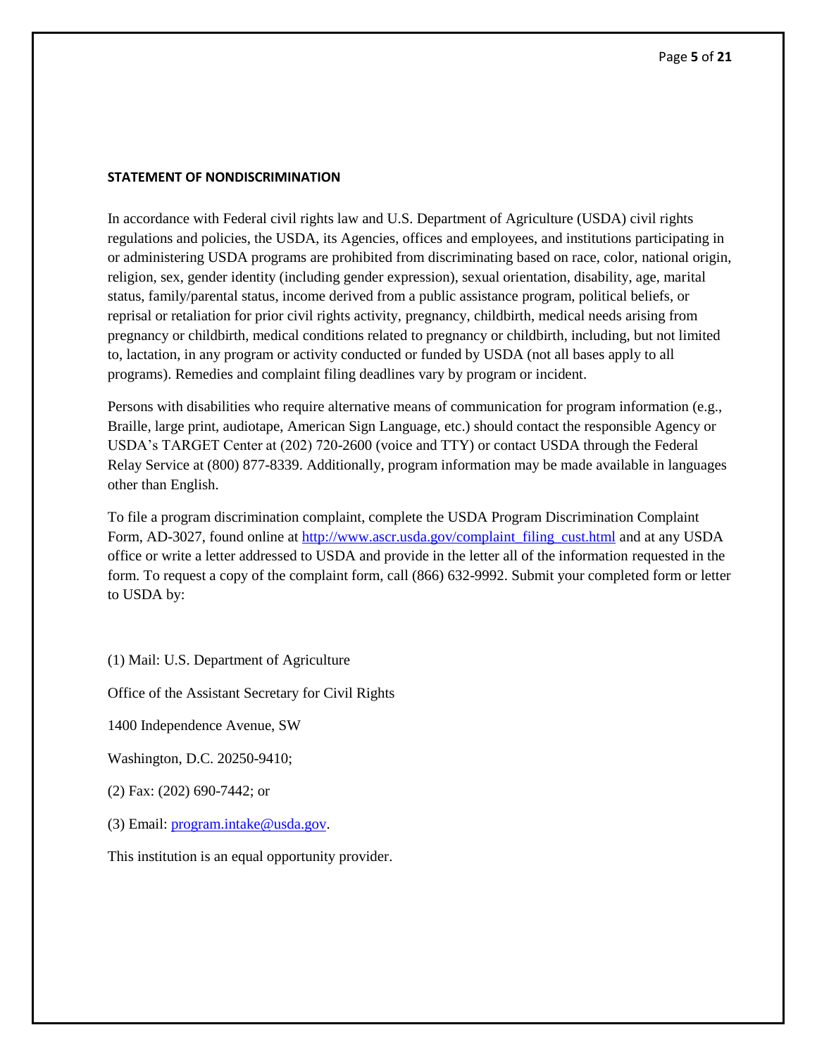## STATEMENT OF NONDISCRIMINATION

In accordance with Federal civil rights law and U.S. Department of Agriculture (USDA) civil rights regulations and policies, the USDA, its Agencies, offices and employees, and institutions participating in or administering USDA programs are prohibited from discriminating based on race, color, national origin, religion, sex, gender identity (including gender expression), sexual orientation, disability, age, marital status, family/parental status, income derived from a public assistance program, political beliefs, or reprisal or retaliation for prior civil rights activity, pregnancy, childbirth, medical needs arising from pregnancy or childbirth, medical conditions related to pregnancy or childbirth, including, but not limited to, lactation, in any program or activity conducted or funded by USDA (not all bases apply to all programs). Remedies and complaint filing deadlines vary by program or incident.

Persons with disabilities who require alternative means of communication for program information (e.g., Braille, large print, audiotape, American Sign Language, etc.) should contact the responsible Agency or USDA's TARGET Center at (202) 720-2600 (voice and TTY) or contact USDA through the Federal Relay Service at (800) 877-8339. Additionally, program information may be made available in languages other than English.

To file a program discrimination complaint, complete the USDA Program Discrimination Complaint Form, AD-3027, found online at [http://www.ascr.usda.gov/complaint_filing_cust.html](http://www.ascr.usda.gov/complaint_filing_cust.html) and at any USDA office or write a letter addressed to USDA and provide in the letter all of the information requested in the form. To request a copy of the complaint form, call (866) 632-9992. Submit your completed form or letter to USDA by:

(1) Mail: U.S. Department of Agriculture

Office of the Assistant Secretary for Civil Rights

1400 Independence Avenue, SW

Washington, D.C. 20250-9410;

(2) Fax: (202) 690-7442; or

(3) Email: [program.intake@usda.gov](mailto:program.intake@usda.gov).

This institution is an equal opportunity provider.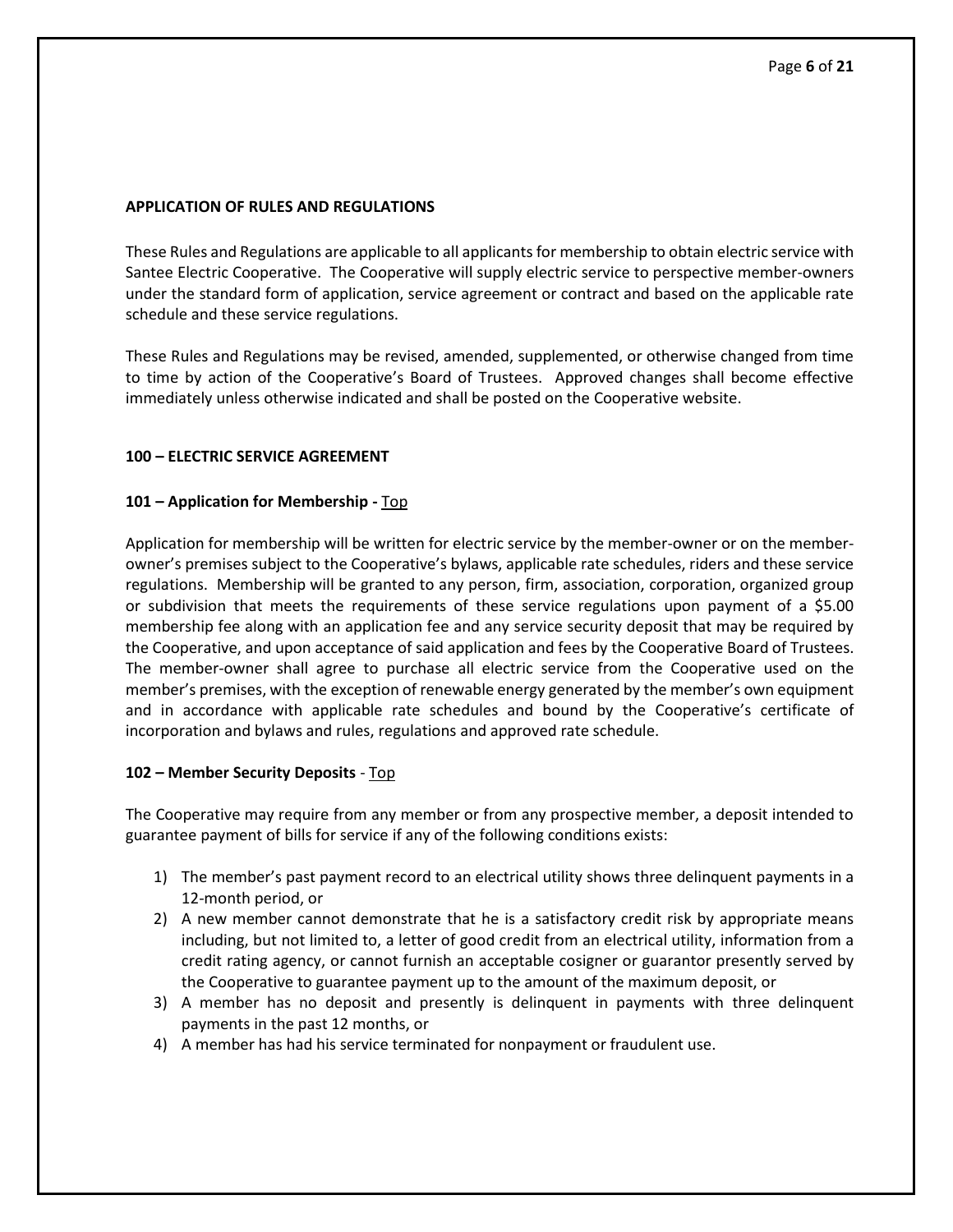**APPLICATION OF RULES AND REGULATIONS**

These Rules and Regulations are applicable to all applicants for membership to obtain electric service with Santee Electric Cooperative. The Cooperative will supply electric service to perspective member-owners under the standard form of application, service agreement or contract and based on the applicable rate schedule and these service regulations.

These Rules and Regulations may be revised, amended, supplemented, or otherwise changed from time to time by action of the Cooperative's Board of Trustees. Approved changes shall become effective immediately unless otherwise indicated and shall be posted on the Cooperative website.

**100 – ELECTRIC SERVICE AGREEMENT**

**101 – Application for Membership -** Top

Application for membership will be written for electric service by the member-owner or on the member-owner's premises subject to the Cooperative's bylaws, applicable rate schedules, riders and these service regulations. Membership will be granted to any person, firm, association, corporation, organized group or subdivision that meets the requirements of these service regulations upon payment of a $5.00 membership fee along with an application fee and any service security deposit that may be required by the Cooperative, and upon acceptance of said application and fees by the Cooperative Board of Trustees. The member-owner shall agree to purchase all electric service from the Cooperative used on the member's premises, with the exception of renewable energy generated by the member's own equipment and in accordance with applicable rate schedules and bound by the Cooperative's certificate of incorporation and bylaws and rules, regulations and approved rate schedule.

**102 – Member Security Deposits** - Top

The Cooperative may require from any member or from any prospective member, a deposit intended to guarantee payment of bills for service if any of the following conditions exists:

1) The member's past payment record to an electrical utility shows three delinquent payments in a 12-month period, or
2) A new member cannot demonstrate that he is a satisfactory credit risk by appropriate means including, but not limited to, a letter of good credit from an electrical utility, information from a credit rating agency, or cannot furnish an acceptable cosigner or guarantor presently served by the Cooperative to guarantee payment up to the amount of the maximum deposit, or
3) A member has no deposit and presently is delinquent in payments with three delinquent payments in the past 12 months, or
4) A member has had his service terminated for nonpayment or fraudulent use.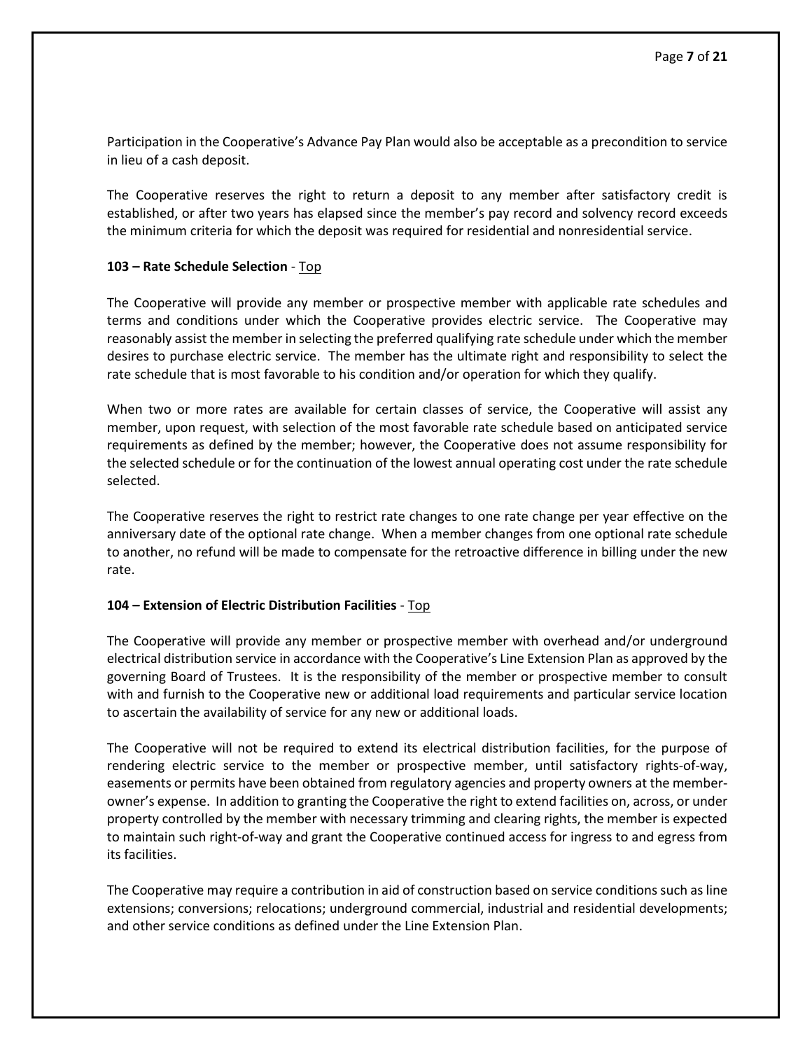Participation in the Cooperative's Advance Pay Plan would also be acceptable as a precondition to service in lieu of a cash deposit.

The Cooperative reserves the right to return a deposit to any member after satisfactory credit is established, or after two years has elapsed since the member's pay record and solvency record exceeds the minimum criteria for which the deposit was required for residential and nonresidential service.

**103 – Rate Schedule Selection** - Top

The Cooperative will provide any member or prospective member with applicable rate schedules and terms and conditions under which the Cooperative provides electric service. The Cooperative may reasonably assist the member in selecting the preferred qualifying rate schedule under which the member desires to purchase electric service. The member has the ultimate right and responsibility to select the rate schedule that is most favorable to his condition and/or operation for which they qualify.

When two or more rates are available for certain classes of service, the Cooperative will assist any member, upon request, with selection of the most favorable rate schedule based on anticipated service requirements as defined by the member; however, the Cooperative does not assume responsibility for the selected schedule or for the continuation of the lowest annual operating cost under the rate schedule selected.

The Cooperative reserves the right to restrict rate changes to one rate change per year effective on the anniversary date of the optional rate change. When a member changes from one optional rate schedule to another, no refund will be made to compensate for the retroactive difference in billing under the new rate.

**104 – Extension of Electric Distribution Facilities** - Top

The Cooperative will provide any member or prospective member with overhead and/or underground electrical distribution service in accordance with the Cooperative's Line Extension Plan as approved by the governing Board of Trustees. It is the responsibility of the member or prospective member to consult with and furnish to the Cooperative new or additional load requirements and particular service location to ascertain the availability of service for any new or additional loads.

The Cooperative will not be required to extend its electrical distribution facilities, for the purpose of rendering electric service to the member or prospective member, until satisfactory rights-of-way, easements or permits have been obtained from regulatory agencies and property owners at the member-owner's expense. In addition to granting the Cooperative the right to extend facilities on, across, or under property controlled by the member with necessary trimming and clearing rights, the member is expected to maintain such right-of-way and grant the Cooperative continued access for ingress to and egress from its facilities.

The Cooperative may require a contribution in aid of construction based on service conditions such as line extensions; conversions; relocations; underground commercial, industrial and residential developments; and other service conditions as defined under the Line Extension Plan.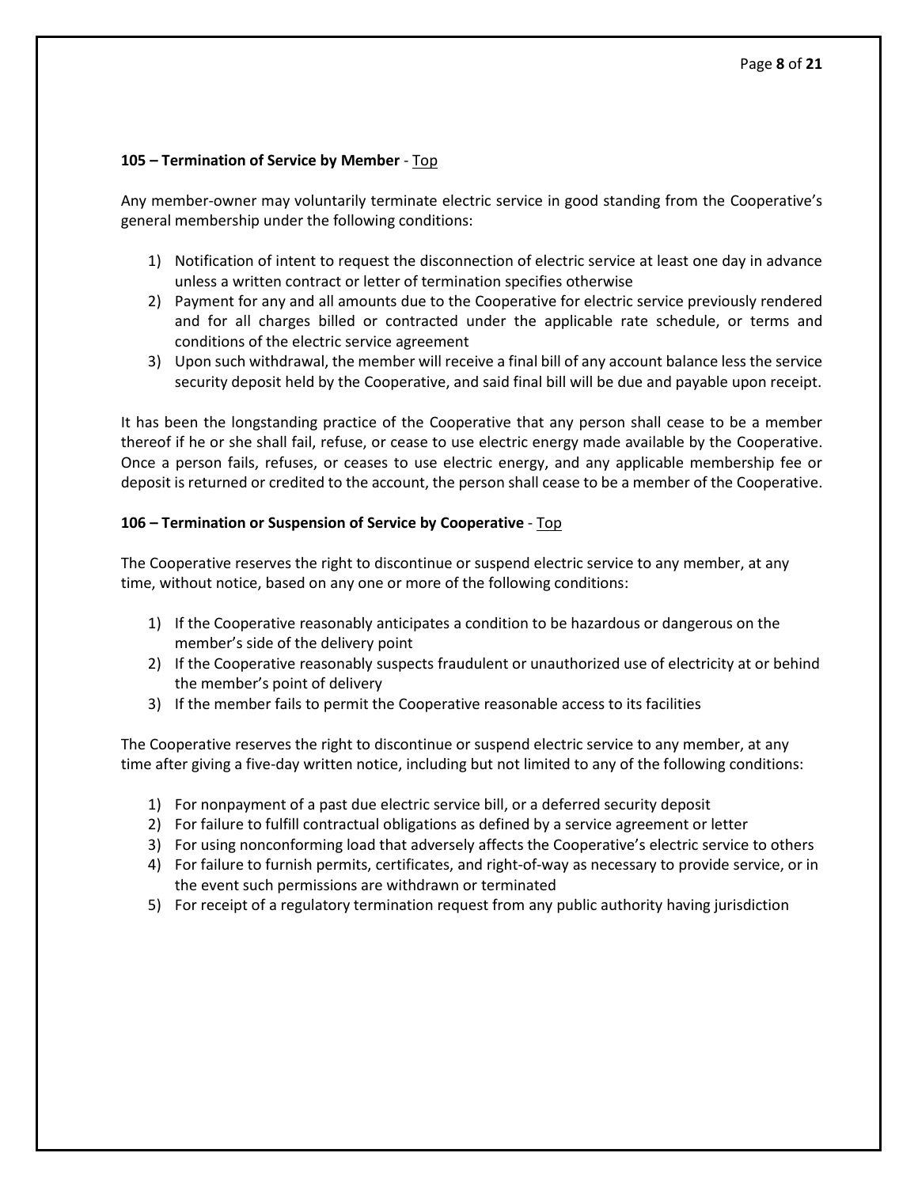**105 – Termination of Service by Member** - Top

Any member-owner may voluntarily terminate electric service in good standing from the Cooperative's general membership under the following conditions:

1) Notification of intent to request the disconnection of electric service at least one day in advance unless a written contract or letter of termination specifies otherwise
2) Payment for any and all amounts due to the Cooperative for electric service previously rendered and for all charges billed or contracted under the applicable rate schedule, or terms and conditions of the electric service agreement
3) Upon such withdrawal, the member will receive a final bill of any account balance less the service security deposit held by the Cooperative, and said final bill will be due and payable upon receipt.

It has been the longstanding practice of the Cooperative that any person shall cease to be a member thereof if he or she shall fail, refuse, or cease to use electric energy made available by the Cooperative. Once a person fails, refuses, or ceases to use electric energy, and any applicable membership fee or deposit is returned or credited to the account, the person shall cease to be a member of the Cooperative.

**106 – Termination or Suspension of Service by Cooperative** - Top

The Cooperative reserves the right to discontinue or suspend electric service to any member, at any time, without notice, based on any one or more of the following conditions:

1) If the Cooperative reasonably anticipates a condition to be hazardous or dangerous on the member's side of the delivery point
2) If the Cooperative reasonably suspects fraudulent or unauthorized use of electricity at or behind the member's point of delivery
3) If the member fails to permit the Cooperative reasonable access to its facilities

The Cooperative reserves the right to discontinue or suspend electric service to any member, at any time after giving a five-day written notice, including but not limited to any of the following conditions:

1) For nonpayment of a past due electric service bill, or a deferred security deposit
2) For failure to fulfill contractual obligations as defined by a service agreement or letter
3) For using nonconforming load that adversely affects the Cooperative's electric service to others
4) For failure to furnish permits, certificates, and right-of-way as necessary to provide service, or in the event such permissions are withdrawn or terminated
5) For receipt of a regulatory termination request from any public authority having jurisdiction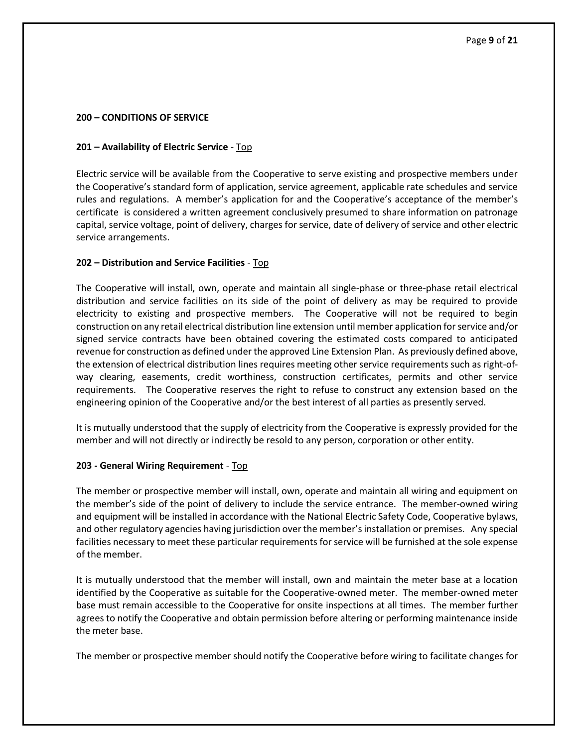## 200 – CONDITIONS OF SERVICE

### 201 – Availability of Electric Service - Top

Electric service will be available from the Cooperative to serve existing and prospective members under the Cooperative's standard form of application, service agreement, applicable rate schedules and service rules and regulations. A member's application for and the Cooperative's acceptance of the member's certificate is considered a written agreement conclusively presumed to share information on patronage capital, service voltage, point of delivery, charges for service, date of delivery of service and other electric service arrangements.

### 202 – Distribution and Service Facilities - Top

The Cooperative will install, own, operate and maintain all single-phase or three-phase retail electrical distribution and service facilities on its side of the point of delivery as may be required to provide electricity to existing and prospective members. The Cooperative will not be required to begin construction on any retail electrical distribution line extension until member application for service and/or signed service contracts have been obtained covering the estimated costs compared to anticipated revenue for construction as defined under the approved Line Extension Plan. As previously defined above, the extension of electrical distribution lines requires meeting other service requirements such as right-of-way clearing, easements, credit worthiness, construction certificates, permits and other service requirements. The Cooperative reserves the right to refuse to construct any extension based on the engineering opinion of the Cooperative and/or the best interest of all parties as presently served.

It is mutually understood that the supply of electricity from the Cooperative is expressly provided for the member and will not directly or indirectly be resold to any person, corporation or other entity.

### 203 - General Wiring Requirement - Top

The member or prospective member will install, own, operate and maintain all wiring and equipment on the member's side of the point of delivery to include the service entrance. The member-owned wiring and equipment will be installed in accordance with the National Electric Safety Code, Cooperative bylaws, and other regulatory agencies having jurisdiction over the member's installation or premises. Any special facilities necessary to meet these particular requirements for service will be furnished at the sole expense of the member.

It is mutually understood that the member will install, own and maintain the meter base at a location identified by the Cooperative as suitable for the Cooperative-owned meter. The member-owned meter base must remain accessible to the Cooperative for onsite inspections at all times. The member further agrees to notify the Cooperative and obtain permission before altering or performing maintenance inside the meter base.

The member or prospective member should notify the Cooperative before wiring to facilitate changes for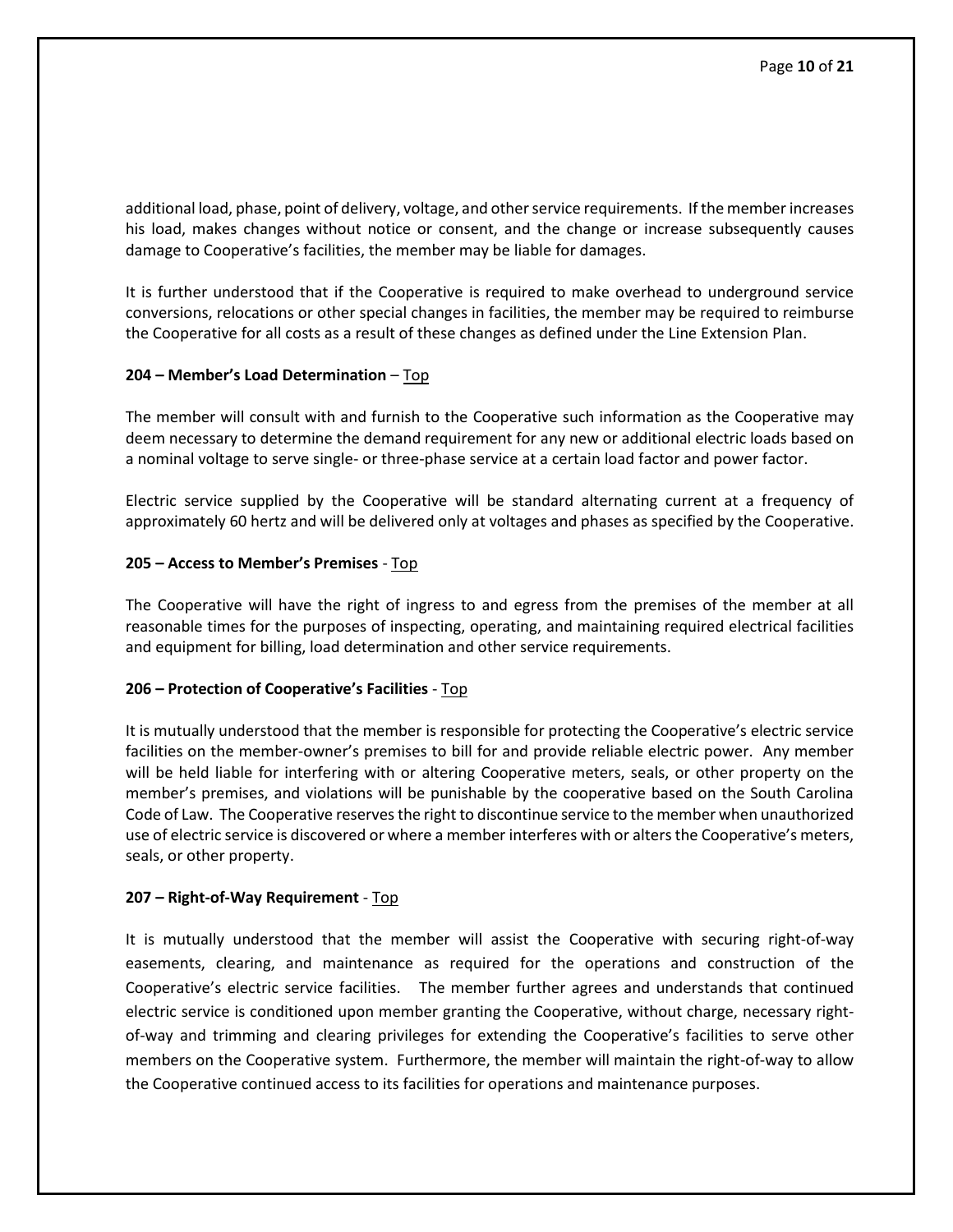additional load, phase, point of delivery, voltage, and other service requirements. If the member increases his load, makes changes without notice or consent, and the change or increase subsequently causes damage to Cooperative's facilities, the member may be liable for damages.

It is further understood that if the Cooperative is required to make overhead to underground service conversions, relocations or other special changes in facilities, the member may be required to reimburse the Cooperative for all costs as a result of these changes as defined under the Line Extension Plan.

**204 – Member's Load Determination** – Top

The member will consult with and furnish to the Cooperative such information as the Cooperative may deem necessary to determine the demand requirement for any new or additional electric loads based on a nominal voltage to serve single- or three-phase service at a certain load factor and power factor.

Electric service supplied by the Cooperative will be standard alternating current at a frequency of approximately 60 hertz and will be delivered only at voltages and phases as specified by the Cooperative.

**205 – Access to Member's Premises** - Top

The Cooperative will have the right of ingress to and egress from the premises of the member at all reasonable times for the purposes of inspecting, operating, and maintaining required electrical facilities and equipment for billing, load determination and other service requirements.

**206 – Protection of Cooperative's Facilities** - Top

It is mutually understood that the member is responsible for protecting the Cooperative's electric service facilities on the member-owner's premises to bill for and provide reliable electric power. Any member will be held liable for interfering with or altering Cooperative meters, seals, or other property on the member's premises, and violations will be punishable by the cooperative based on the South Carolina Code of Law. The Cooperative reserves the right to discontinue service to the member when unauthorized use of electric service is discovered or where a member interferes with or alters the Cooperative's meters, seals, or other property.

**207 – Right-of-Way Requirement** - Top

It is mutually understood that the member will assist the Cooperative with securing right-of-way easements, clearing, and maintenance as required for the operations and construction of the Cooperative's electric service facilities. The member further agrees and understands that continued electric service is conditioned upon member granting the Cooperative, without charge, necessary right-of-way and trimming and clearing privileges for extending the Cooperative's facilities to serve other members on the Cooperative system. Furthermore, the member will maintain the right-of-way to allow the Cooperative continued access to its facilities for operations and maintenance purposes.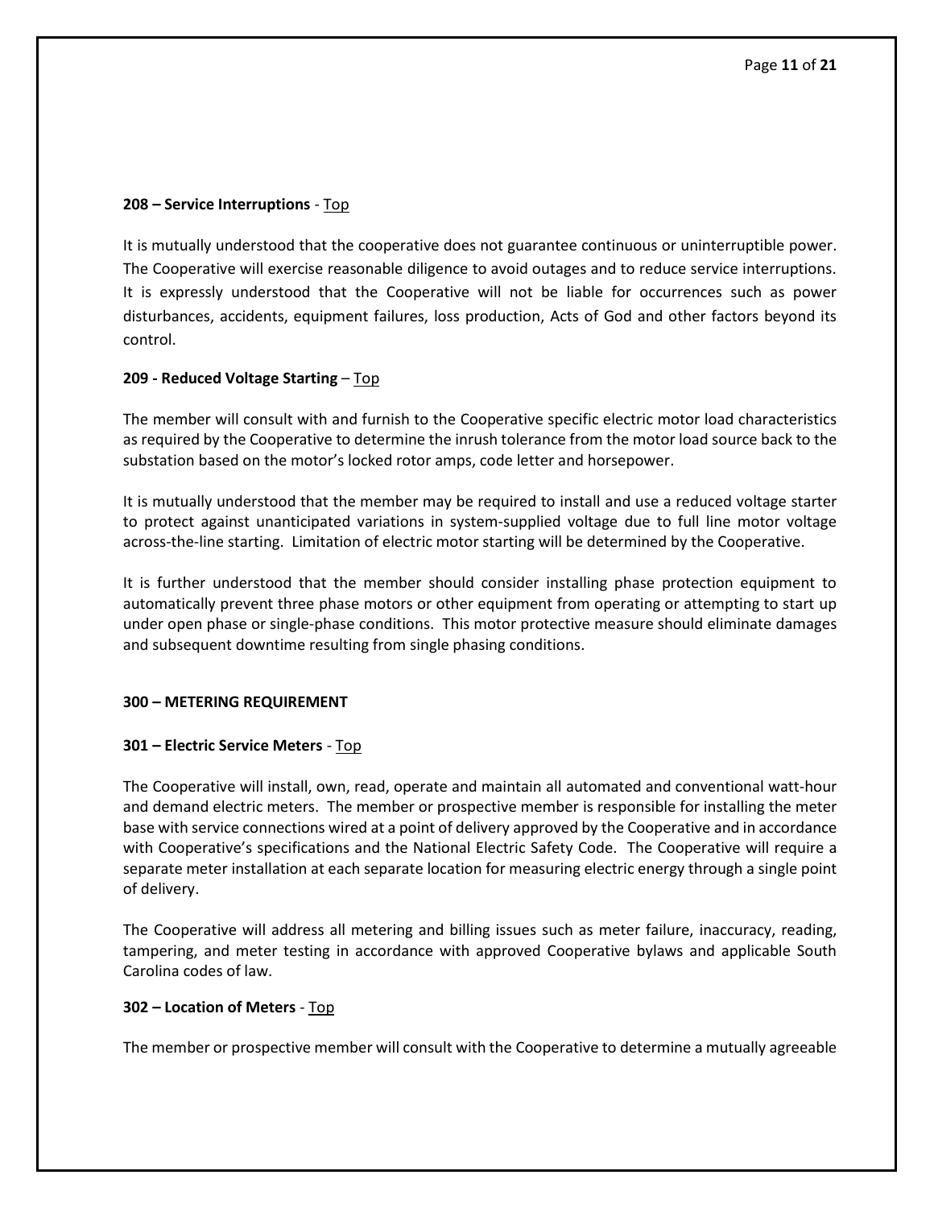**208 – Service Interruptions** - Top

It is mutually understood that the cooperative does not guarantee continuous or uninterruptible power. The Cooperative will exercise reasonable diligence to avoid outages and to reduce service interruptions. It is expressly understood that the Cooperative will not be liable for occurrences such as power disturbances, accidents, equipment failures, loss production, Acts of God and other factors beyond its control.

**209 - Reduced Voltage Starting** – Top

The member will consult with and furnish to the Cooperative specific electric motor load characteristics as required by the Cooperative to determine the inrush tolerance from the motor load source back to the substation based on the motor's locked rotor amps, code letter and horsepower.

It is mutually understood that the member may be required to install and use a reduced voltage starter to protect against unanticipated variations in system-supplied voltage due to full line motor voltage across-the-line starting. Limitation of electric motor starting will be determined by the Cooperative.

It is further understood that the member should consider installing phase protection equipment to automatically prevent three phase motors or other equipment from operating or attempting to start up under open phase or single-phase conditions. This motor protective measure should eliminate damages and subsequent downtime resulting from single phasing conditions.

**300 – METERING REQUIREMENT**

**301 – Electric Service Meters** - Top

The Cooperative will install, own, read, operate and maintain all automated and conventional watt-hour and demand electric meters. The member or prospective member is responsible for installing the meter base with service connections wired at a point of delivery approved by the Cooperative and in accordance with Cooperative's specifications and the National Electric Safety Code. The Cooperative will require a separate meter installation at each separate location for measuring electric energy through a single point of delivery.

The Cooperative will address all metering and billing issues such as meter failure, inaccuracy, reading, tampering, and meter testing in accordance with approved Cooperative bylaws and applicable South Carolina codes of law.

**302 – Location of Meters** - Top

The member or prospective member will consult with the Cooperative to determine a mutually agreeable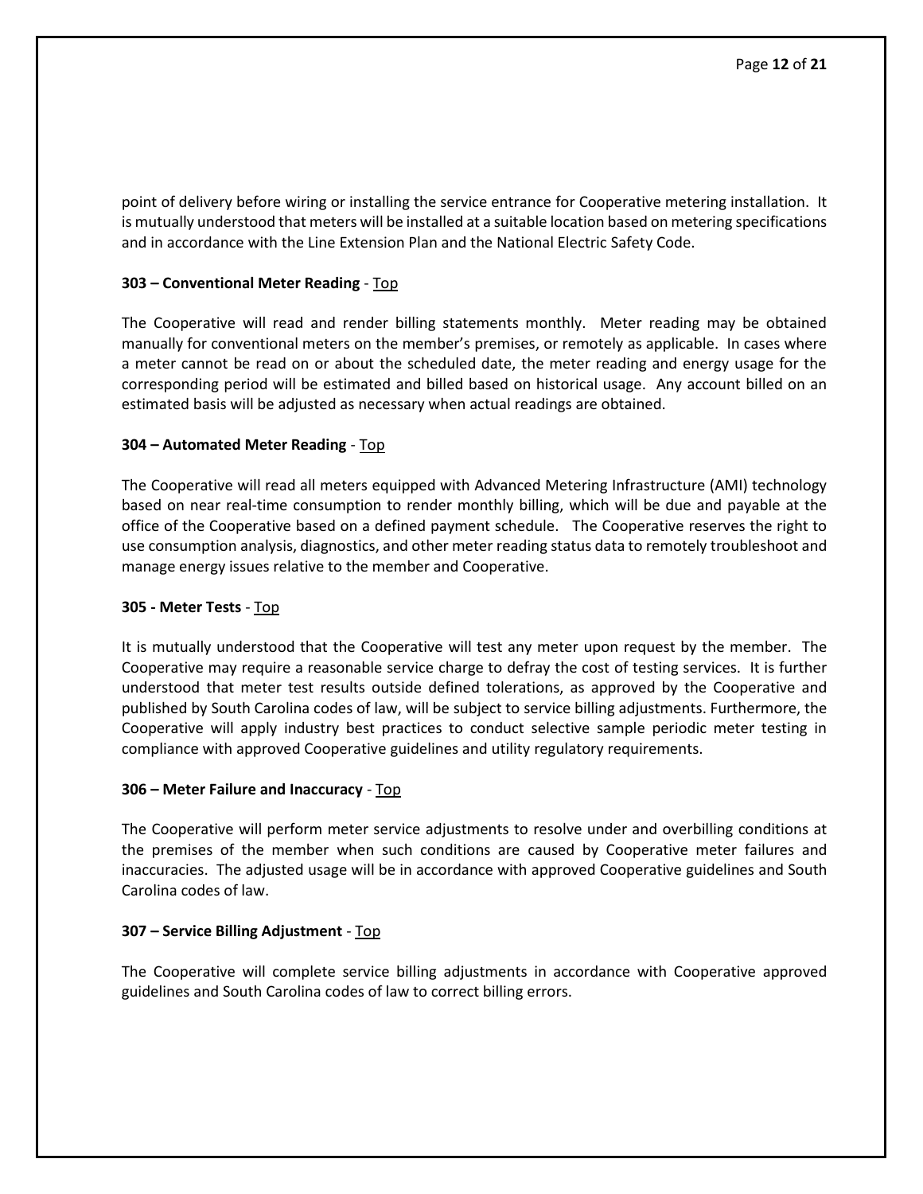point of delivery before wiring or installing the service entrance for Cooperative metering installation. It is mutually understood that meters will be installed at a suitable location based on metering specifications and in accordance with the Line Extension Plan and the National Electric Safety Code.

**303 – Conventional Meter Reading** - Top

The Cooperative will read and render billing statements monthly. Meter reading may be obtained manually for conventional meters on the member's premises, or remotely as applicable. In cases where a meter cannot be read on or about the scheduled date, the meter reading and energy usage for the corresponding period will be estimated and billed based on historical usage. Any account billed on an estimated basis will be adjusted as necessary when actual readings are obtained.

**304 – Automated Meter Reading** - Top

The Cooperative will read all meters equipped with Advanced Metering Infrastructure (AMI) technology based on near real-time consumption to render monthly billing, which will be due and payable at the office of the Cooperative based on a defined payment schedule. The Cooperative reserves the right to use consumption analysis, diagnostics, and other meter reading status data to remotely troubleshoot and manage energy issues relative to the member and Cooperative.

**305 - Meter Tests** - Top

It is mutually understood that the Cooperative will test any meter upon request by the member. The Cooperative may require a reasonable service charge to defray the cost of testing services. It is further understood that meter test results outside defined tolerations, as approved by the Cooperative and published by South Carolina codes of law, will be subject to service billing adjustments. Furthermore, the Cooperative will apply industry best practices to conduct selective sample periodic meter testing in compliance with approved Cooperative guidelines and utility regulatory requirements.

**306 – Meter Failure and Inaccuracy** - Top

The Cooperative will perform meter service adjustments to resolve under and overbilling conditions at the premises of the member when such conditions are caused by Cooperative meter failures and inaccuracies. The adjusted usage will be in accordance with approved Cooperative guidelines and South Carolina codes of law.

**307 – Service Billing Adjustment** - Top

The Cooperative will complete service billing adjustments in accordance with Cooperative approved guidelines and South Carolina codes of law to correct billing errors.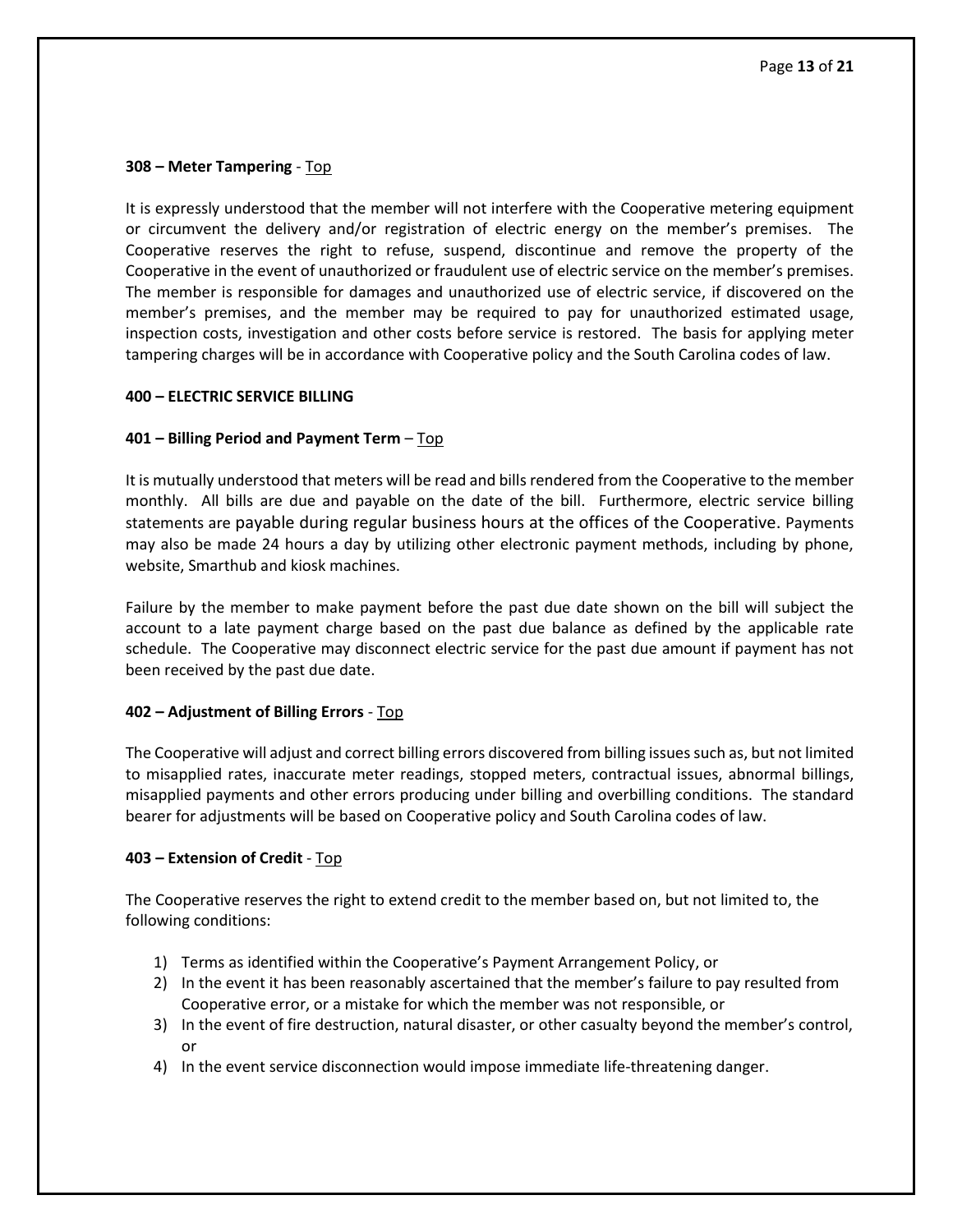**308 – Meter Tampering** - Top

It is expressly understood that the member will not interfere with the Cooperative metering equipment or circumvent the delivery and/or registration of electric energy on the member's premises. The Cooperative reserves the right to refuse, suspend, discontinue and remove the property of the Cooperative in the event of unauthorized or fraudulent use of electric service on the member's premises. The member is responsible for damages and unauthorized use of electric service, if discovered on the member's premises, and the member may be required to pay for unauthorized estimated usage, inspection costs, investigation and other costs before service is restored. The basis for applying meter tampering charges will be in accordance with Cooperative policy and the South Carolina codes of law.

**400 – ELECTRIC SERVICE BILLING**

**401 – Billing Period and Payment Term** – Top

It is mutually understood that meters will be read and bills rendered from the Cooperative to the member monthly. All bills are due and payable on the date of the bill. Furthermore, electric service billing statements are payable during regular business hours at the offices of the Cooperative. Payments may also be made 24 hours a day by utilizing other electronic payment methods, including by phone, website, Smarthub and kiosk machines.

Failure by the member to make payment before the past due date shown on the bill will subject the account to a late payment charge based on the past due balance as defined by the applicable rate schedule. The Cooperative may disconnect electric service for the past due amount if payment has not been received by the past due date.

**402 – Adjustment of Billing Errors** - Top

The Cooperative will adjust and correct billing errors discovered from billing issues such as, but not limited to misapplied rates, inaccurate meter readings, stopped meters, contractual issues, abnormal billings, misapplied payments and other errors producing under billing and overbilling conditions. The standard bearer for adjustments will be based on Cooperative policy and South Carolina codes of law.

**403 – Extension of Credit** - Top

The Cooperative reserves the right to extend credit to the member based on, but not limited to, the following conditions:

1) Terms as identified within the Cooperative's Payment Arrangement Policy, or
2) In the event it has been reasonably ascertained that the member's failure to pay resulted from Cooperative error, or a mistake for which the member was not responsible, or
3) In the event of fire destruction, natural disaster, or other casualty beyond the member's control, or
4) In the event service disconnection would impose immediate life-threatening danger.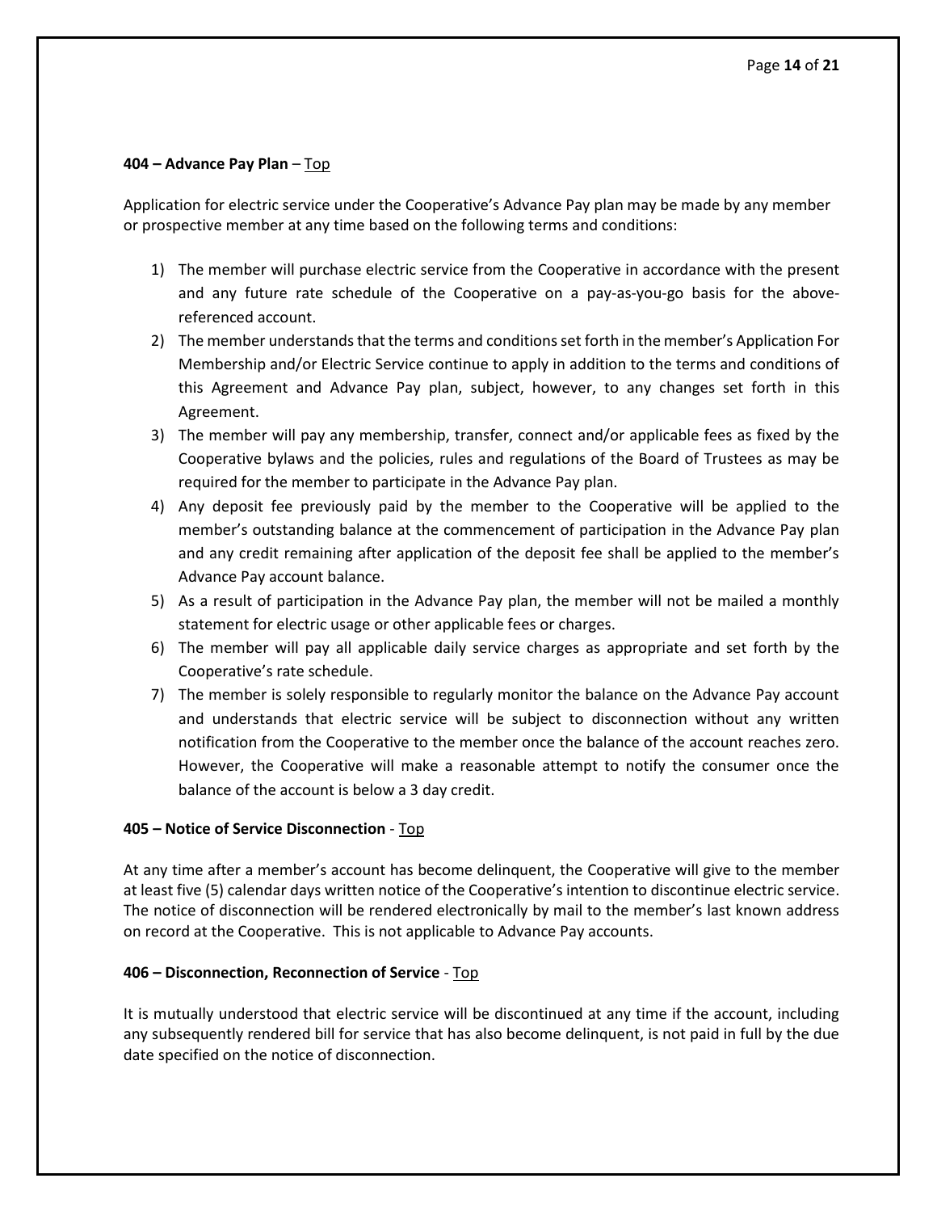**404 – Advance Pay Plan** – Top

Application for electric service under the Cooperative's Advance Pay plan may be made by any member or prospective member at any time based on the following terms and conditions:

1) The member will purchase electric service from the Cooperative in accordance with the present and any future rate schedule of the Cooperative on a pay-as-you-go basis for the above-referenced account.
2) The member understands that the terms and conditions set forth in the member's Application For Membership and/or Electric Service continue to apply in addition to the terms and conditions of this Agreement and Advance Pay plan, subject, however, to any changes set forth in this Agreement.
3) The member will pay any membership, transfer, connect and/or applicable fees as fixed by the Cooperative bylaws and the policies, rules and regulations of the Board of Trustees as may be required for the member to participate in the Advance Pay plan.
4) Any deposit fee previously paid by the member to the Cooperative will be applied to the member's outstanding balance at the commencement of participation in the Advance Pay plan and any credit remaining after application of the deposit fee shall be applied to the member's Advance Pay account balance.
5) As a result of participation in the Advance Pay plan, the member will not be mailed a monthly statement for electric usage or other applicable fees or charges.
6) The member will pay all applicable daily service charges as appropriate and set forth by the Cooperative's rate schedule.
7) The member is solely responsible to regularly monitor the balance on the Advance Pay account and understands that electric service will be subject to disconnection without any written notification from the Cooperative to the member once the balance of the account reaches zero. However, the Cooperative will make a reasonable attempt to notify the consumer once the balance of the account is below a 3 day credit.

**405 – Notice of Service Disconnection** - Top

At any time after a member's account has become delinquent, the Cooperative will give to the member at least five (5) calendar days written notice of the Cooperative's intention to discontinue electric service. The notice of disconnection will be rendered electronically by mail to the member's last known address on record at the Cooperative. This is not applicable to Advance Pay accounts.

**406 – Disconnection, Reconnection of Service** - Top

It is mutually understood that electric service will be discontinued at any time if the account, including any subsequently rendered bill for service that has also become delinquent, is not paid in full by the due date specified on the notice of disconnection.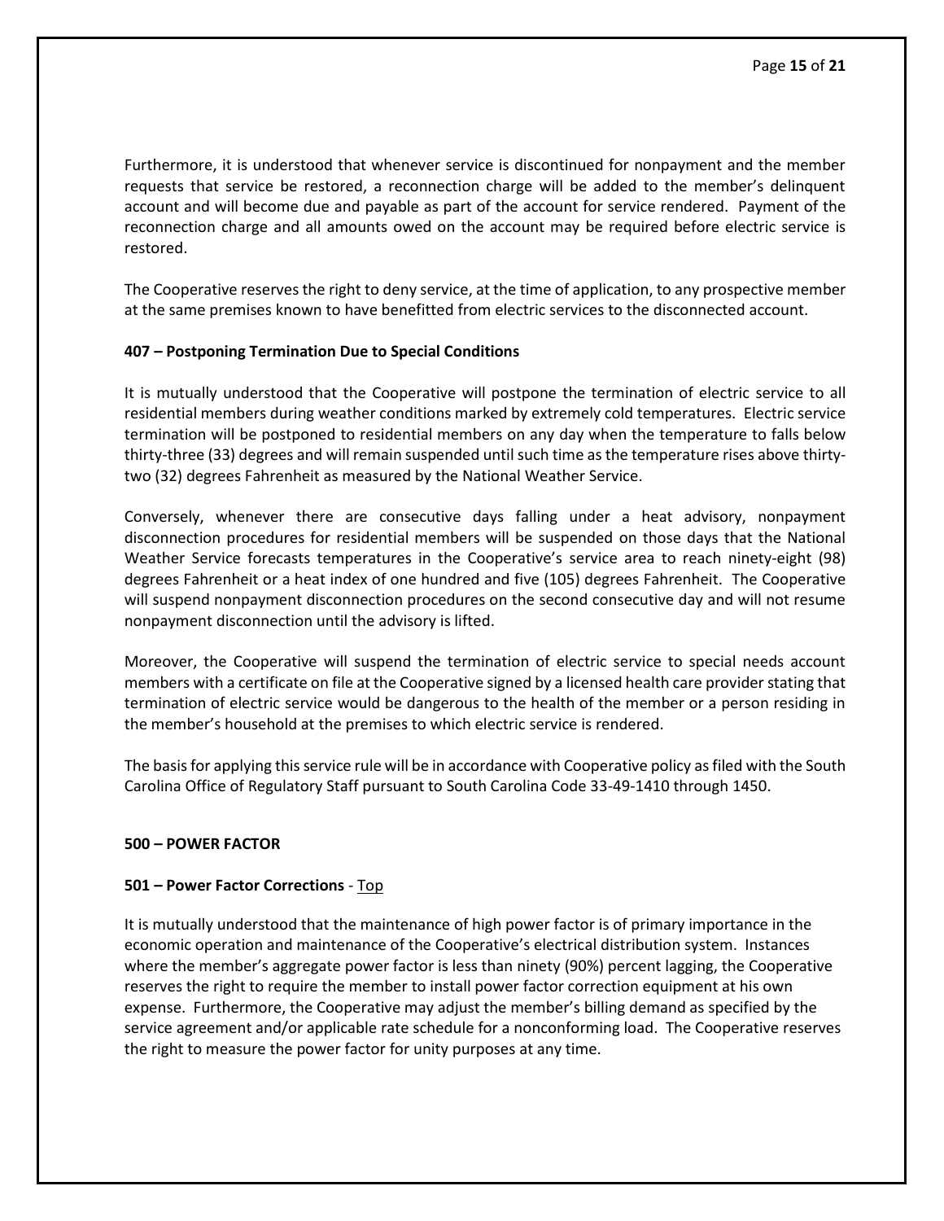Furthermore, it is understood that whenever service is discontinued for nonpayment and the member requests that service be restored, a reconnection charge will be added to the member's delinquent account and will become due and payable as part of the account for service rendered. Payment of the reconnection charge and all amounts owed on the account may be required before electric service is restored.

The Cooperative reserves the right to deny service, at the time of application, to any prospective member at the same premises known to have benefitted from electric services to the disconnected account.

**407 – Postponing Termination Due to Special Conditions**

It is mutually understood that the Cooperative will postpone the termination of electric service to all residential members during weather conditions marked by extremely cold temperatures. Electric service termination will be postponed to residential members on any day when the temperature to falls below thirty-three (33) degrees and will remain suspended until such time as the temperature rises above thirty-two (32) degrees Fahrenheit as measured by the National Weather Service.

Conversely, whenever there are consecutive days falling under a heat advisory, nonpayment disconnection procedures for residential members will be suspended on those days that the National Weather Service forecasts temperatures in the Cooperative's service area to reach ninety-eight (98) degrees Fahrenheit or a heat index of one hundred and five (105) degrees Fahrenheit. The Cooperative will suspend nonpayment disconnection procedures on the second consecutive day and will not resume nonpayment disconnection until the advisory is lifted.

Moreover, the Cooperative will suspend the termination of electric service to special needs account members with a certificate on file at the Cooperative signed by a licensed health care provider stating that termination of electric service would be dangerous to the health of the member or a person residing in the member's household at the premises to which electric service is rendered.

The basis for applying this service rule will be in accordance with Cooperative policy as filed with the South Carolina Office of Regulatory Staff pursuant to South Carolina Code 33-49-1410 through 1450.

**500 – POWER FACTOR**

**501 – Power Factor Corrections** - Top

It is mutually understood that the maintenance of high power factor is of primary importance in the economic operation and maintenance of the Cooperative's electrical distribution system. Instances where the member's aggregate power factor is less than ninety (90%) percent lagging, the Cooperative reserves the right to require the member to install power factor correction equipment at his own expense. Furthermore, the Cooperative may adjust the member's billing demand as specified by the service agreement and/or applicable rate schedule for a nonconforming load. The Cooperative reserves the right to measure the power factor for unity purposes at any time.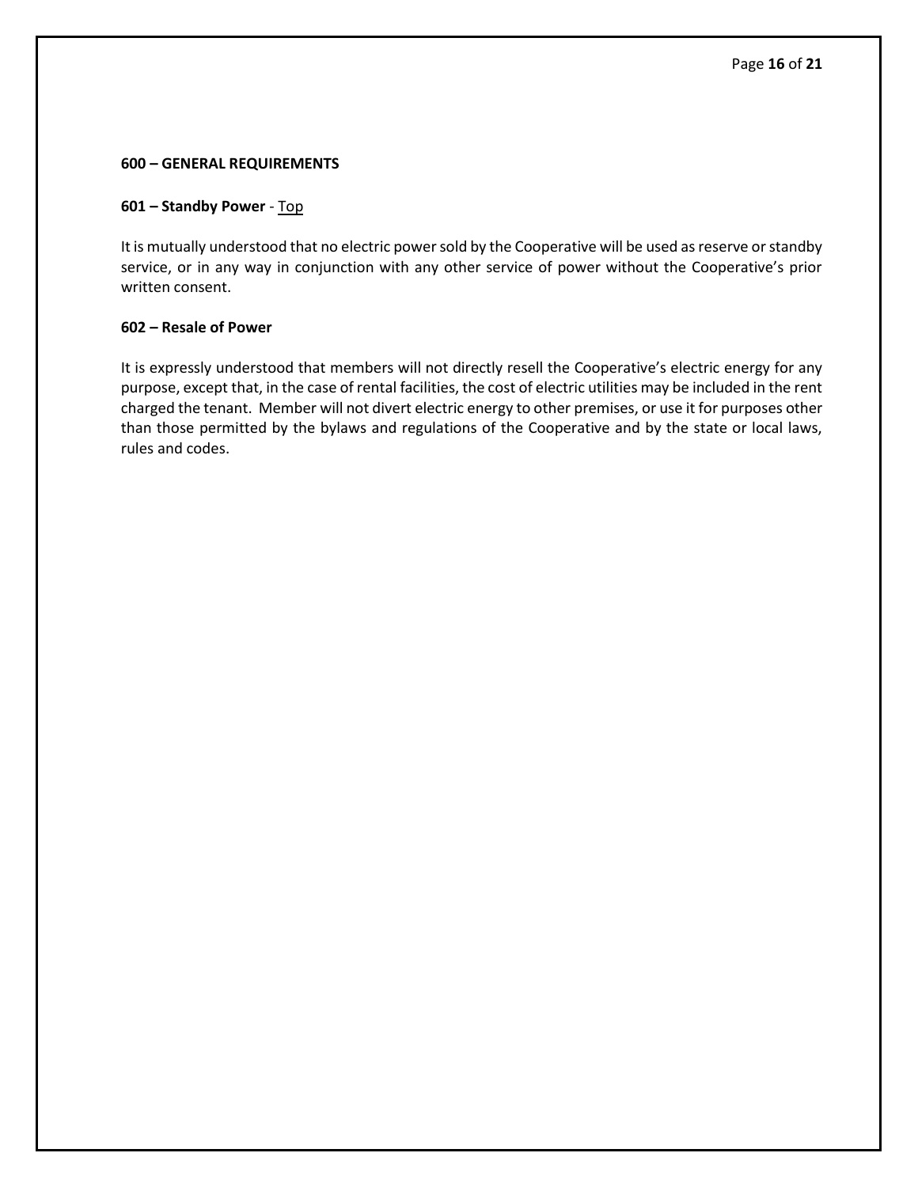## 600 – GENERAL REQUIREMENTS

### 601 – Standby Power - Top

It is mutually understood that no electric power sold by the Cooperative will be used as reserve or standby service, or in any way in conjunction with any other service of power without the Cooperative's prior written consent.

### 602 – Resale of Power

It is expressly understood that members will not directly resell the Cooperative's electric energy for any purpose, except that, in the case of rental facilities, the cost of electric utilities may be included in the rent charged the tenant. Member will not divert electric energy to other premises, or use it for purposes other than those permitted by the bylaws and regulations of the Cooperative and by the state or local laws, rules and codes.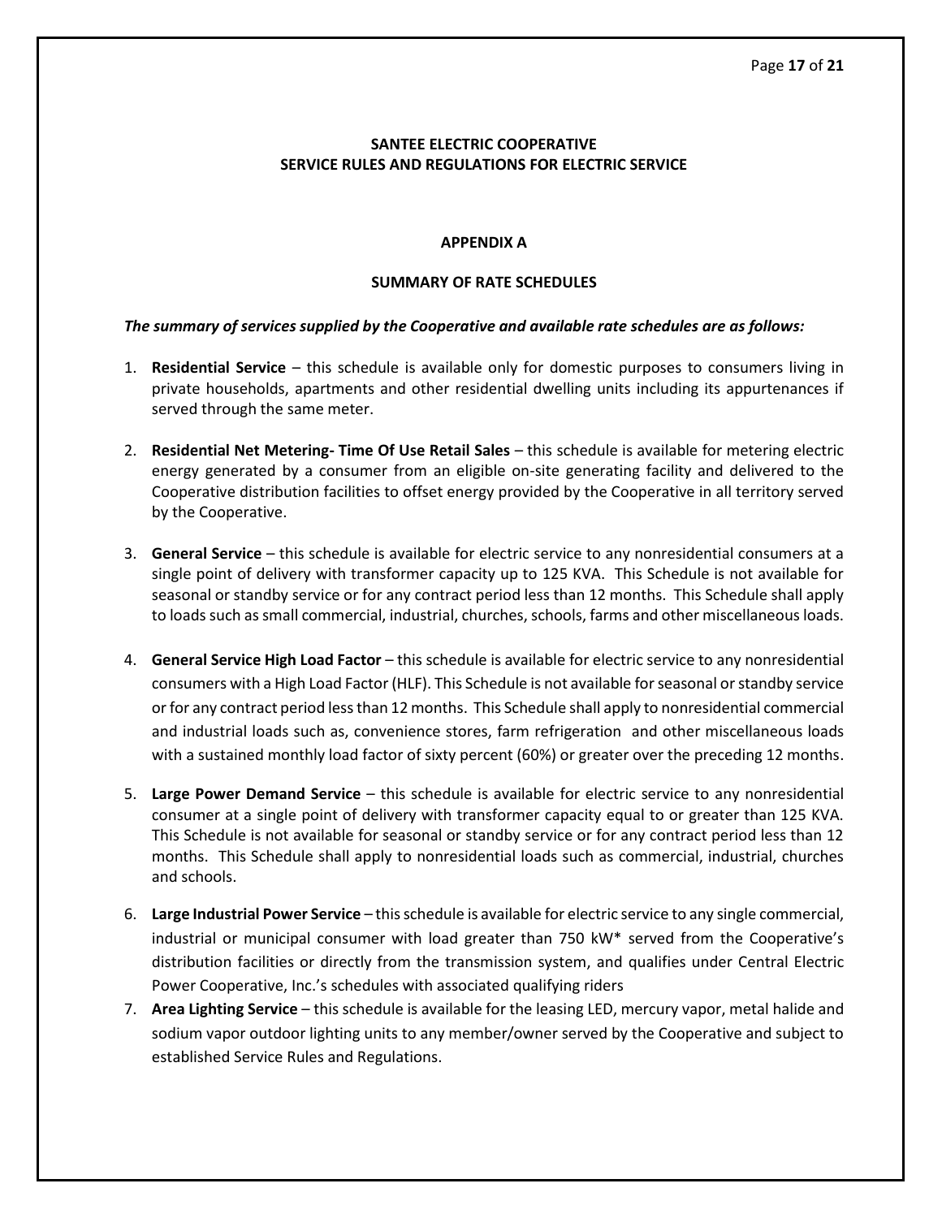## SANTEE ELECTRIC COOPERATIVE
## SERVICE RULES AND REGULATIONS FOR ELECTRIC SERVICE

### APPENDIX A

### SUMMARY OF RATE SCHEDULES

***The summary of services supplied by the Cooperative and available rate schedules are as follows:***

1. **Residential Service** – this schedule is available only for domestic purposes to consumers living in private households, apartments and other residential dwelling units including its appurtenances if served through the same meter.

2. **Residential Net Metering- Time Of Use Retail Sales** – this schedule is available for metering electric energy generated by a consumer from an eligible on-site generating facility and delivered to the Cooperative distribution facilities to offset energy provided by the Cooperative in all territory served by the Cooperative.

3. **General Service** – this schedule is available for electric service to any nonresidential consumers at a single point of delivery with transformer capacity up to 125 KVA. This Schedule is not available for seasonal or standby service or for any contract period less than 12 months. This Schedule shall apply to loads such as small commercial, industrial, churches, schools, farms and other miscellaneous loads.

4. **General Service High Load Factor** – this schedule is available for electric service to any nonresidential consumers with a High Load Factor (HLF). This Schedule is not available for seasonal or standby service or for any contract period less than 12 months. This Schedule shall apply to nonresidential commercial and industrial loads such as, convenience stores, farm refrigeration and other miscellaneous loads with a sustained monthly load factor of sixty percent (60%) or greater over the preceding 12 months.

5. **Large Power Demand Service** – this schedule is available for electric service to any nonresidential consumer at a single point of delivery with transformer capacity equal to or greater than 125 KVA. This Schedule is not available for seasonal or standby service or for any contract period less than 12 months. This Schedule shall apply to nonresidential loads such as commercial, industrial, churches and schools.

6. **Large Industrial Power Service** – this schedule is available for electric service to any single commercial, industrial or municipal consumer with load greater than 750 kW* served from the Cooperative's distribution facilities or directly from the transmission system, and qualifies under Central Electric Power Cooperative, Inc.'s schedules with associated qualifying riders

7. **Area Lighting Service** – this schedule is available for the leasing LED, mercury vapor, metal halide and sodium vapor outdoor lighting units to any member/owner served by the Cooperative and subject to established Service Rules and Regulations.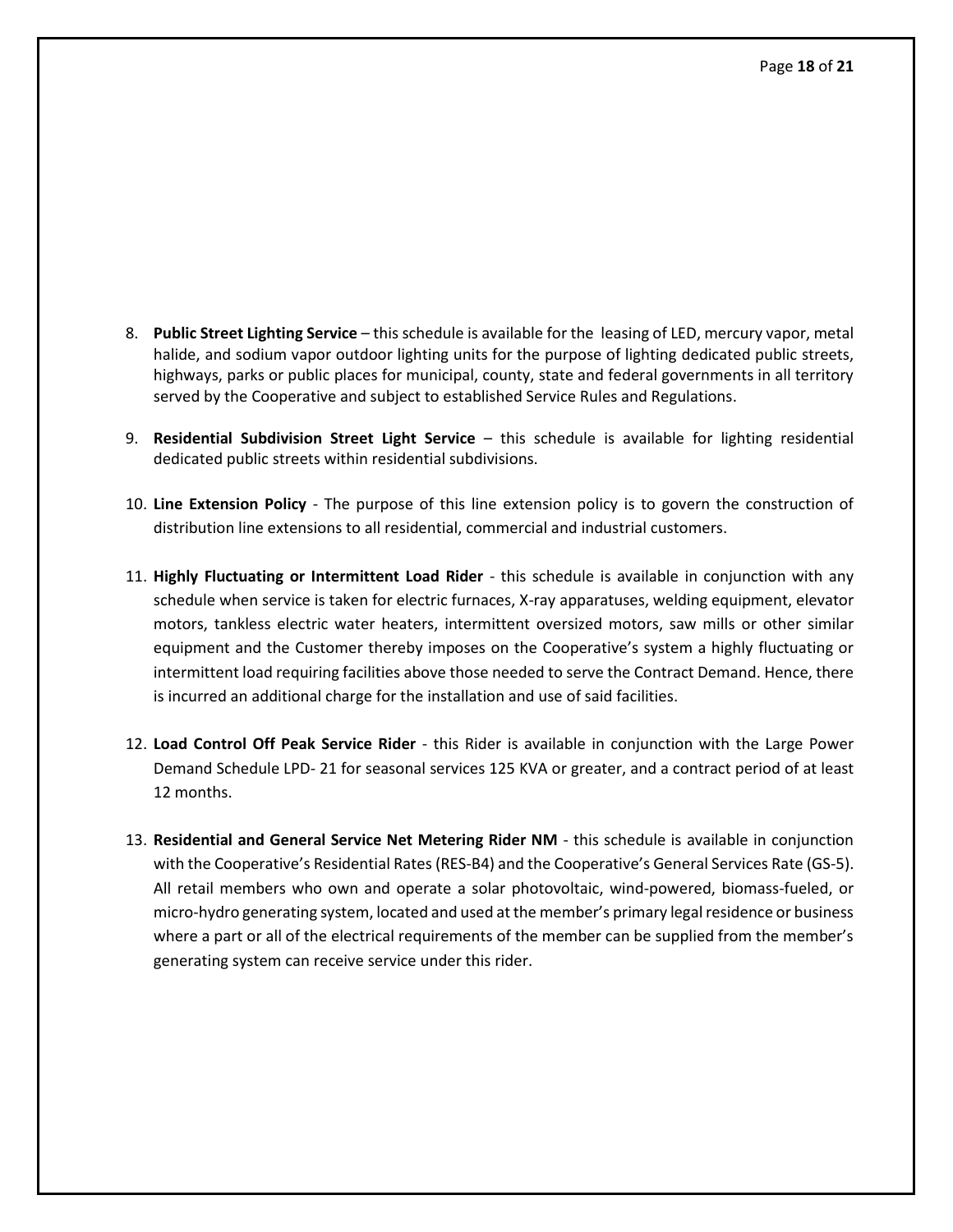8. **Public Street Lighting Service** – this schedule is available for the leasing of LED, mercury vapor, metal halide, and sodium vapor outdoor lighting units for the purpose of lighting dedicated public streets, highways, parks or public places for municipal, county, state and federal governments in all territory served by the Cooperative and subject to established Service Rules and Regulations.

9. **Residential Subdivision Street Light Service** – this schedule is available for lighting residential dedicated public streets within residential subdivisions.

10. **Line Extension Policy** - The purpose of this line extension policy is to govern the construction of distribution line extensions to all residential, commercial and industrial customers.

11. **Highly Fluctuating or Intermittent Load Rider** - this schedule is available in conjunction with any schedule when service is taken for electric furnaces, X-ray apparatuses, welding equipment, elevator motors, tankless electric water heaters, intermittent oversized motors, saw mills or other similar equipment and the Customer thereby imposes on the Cooperative's system a highly fluctuating or intermittent load requiring facilities above those needed to serve the Contract Demand. Hence, there is incurred an additional charge for the installation and use of said facilities.

12. **Load Control Off Peak Service Rider** - this Rider is available in conjunction with the Large Power Demand Schedule LPD- 21 for seasonal services 125 KVA or greater, and a contract period of at least 12 months.

13. **Residential and General Service Net Metering Rider NM** - this schedule is available in conjunction with the Cooperative's Residential Rates (RES-B4) and the Cooperative's General Services Rate (GS-5). All retail members who own and operate a solar photovoltaic, wind-powered, biomass-fueled, or micro-hydro generating system, located and used at the member's primary legal residence or business where a part or all of the electrical requirements of the member can be supplied from the member's generating system can receive service under this rider.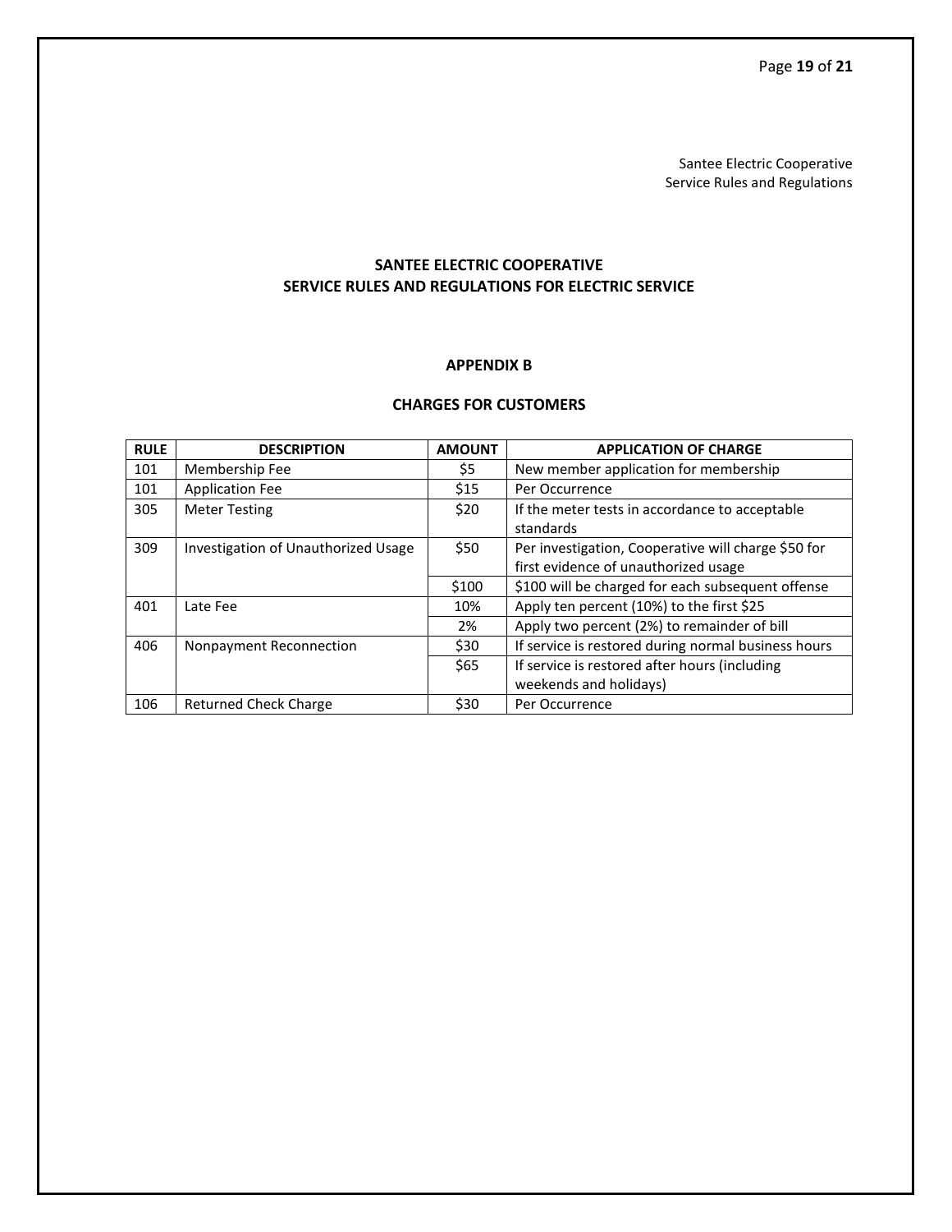## SANTEE ELECTRIC COOPERATIVE
## SERVICE RULES AND REGULATIONS FOR ELECTRIC SERVICE

### APPENDIX B

### CHARGES FOR CUSTOMERS

| RULE | DESCRIPTION | AMOUNT | APPLICATION OF CHARGE |
|---|---|---|---|
| 101 | Membership Fee | $5 | New member application for membership |
| 101 | Application Fee | $15 | Per Occurrence |
| 305 | Meter Testing | $20 | If the meter tests in accordance to acceptable standards |
| 309 | Investigation of Unauthorized Usage | $50 | Per investigation, Cooperative will charge $50 for first evidence of unauthorized usage |
| | | $100 | $100 will be charged for each subsequent offense |
| 401 | Late Fee | 10% | Apply ten percent (10%) to the first $25 |
| | | 2% | Apply two percent (2%) to remainder of bill |
| 406 | Nonpayment Reconnection | $30 | If service is restored during normal business hours |
| | | $65 | If service is restored after hours (including weekends and holidays) |
| 106 | Returned Check Charge | $30 | Per Occurrence |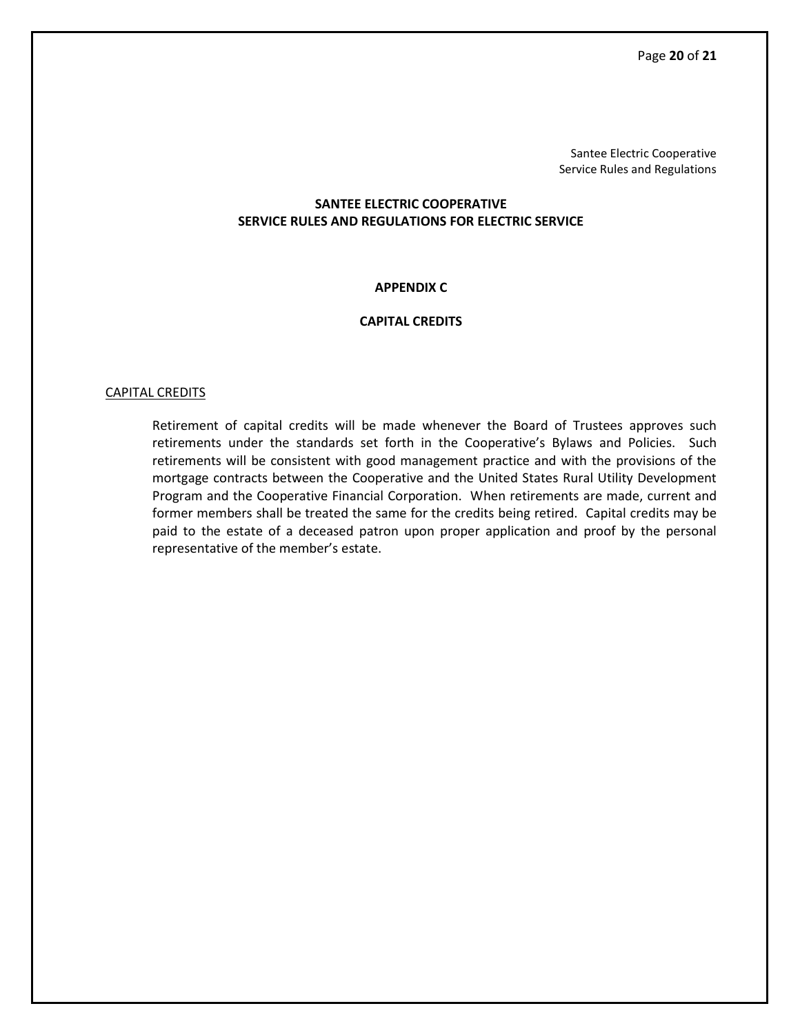# SANTEE ELECTRIC COOPERATIVE
# SERVICE RULES AND REGULATIONS FOR ELECTRIC SERVICE

## APPENDIX C

## CAPITAL CREDITS

### CAPITAL CREDITS

Retirement of capital credits will be made whenever the Board of Trustees approves such retirements under the standards set forth in the Cooperative's Bylaws and Policies. Such retirements will be consistent with good management practice and with the provisions of the mortgage contracts between the Cooperative and the United States Rural Utility Development Program and the Cooperative Financial Corporation. When retirements are made, current and former members shall be treated the same for the credits being retired. Capital credits may be paid to the estate of a deceased patron upon proper application and proof by the personal representative of the member's estate.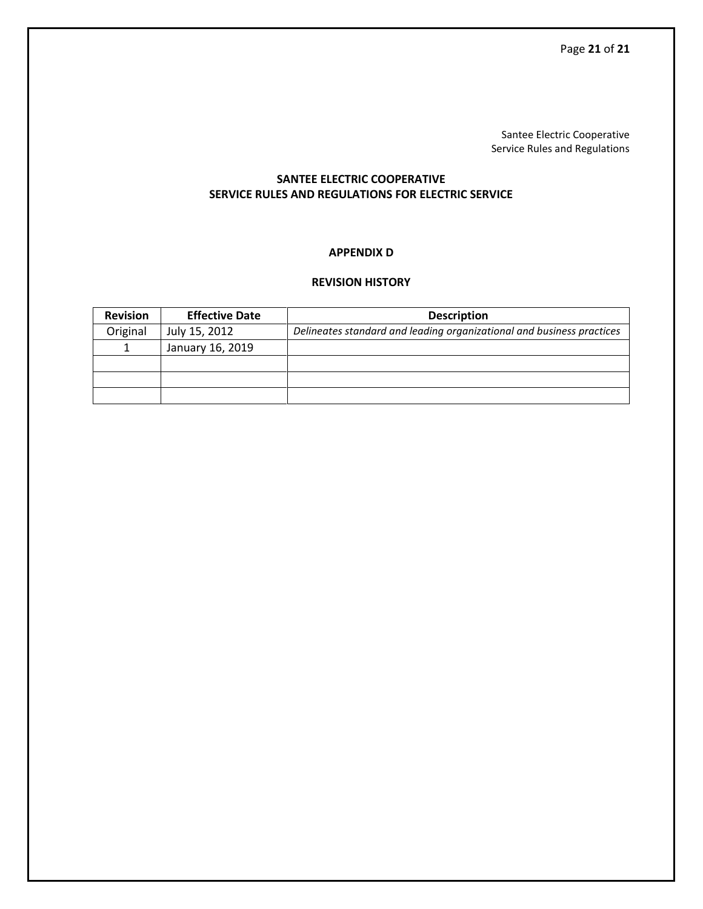Santee Electric Cooperative
Service Rules and Regulations

## SANTEE ELECTRIC COOPERATIVE
## SERVICE RULES AND REGULATIONS FOR ELECTRIC SERVICE

### APPENDIX D

### REVISION HISTORY

| Revision | Effective Date | Description |
|---|---|---|
| Original | July 15, 2012 | *Delineates standard and leading organizational and business practices* |
| 1 | January 16, 2019 | |
| | | |
| | | |
| | | |